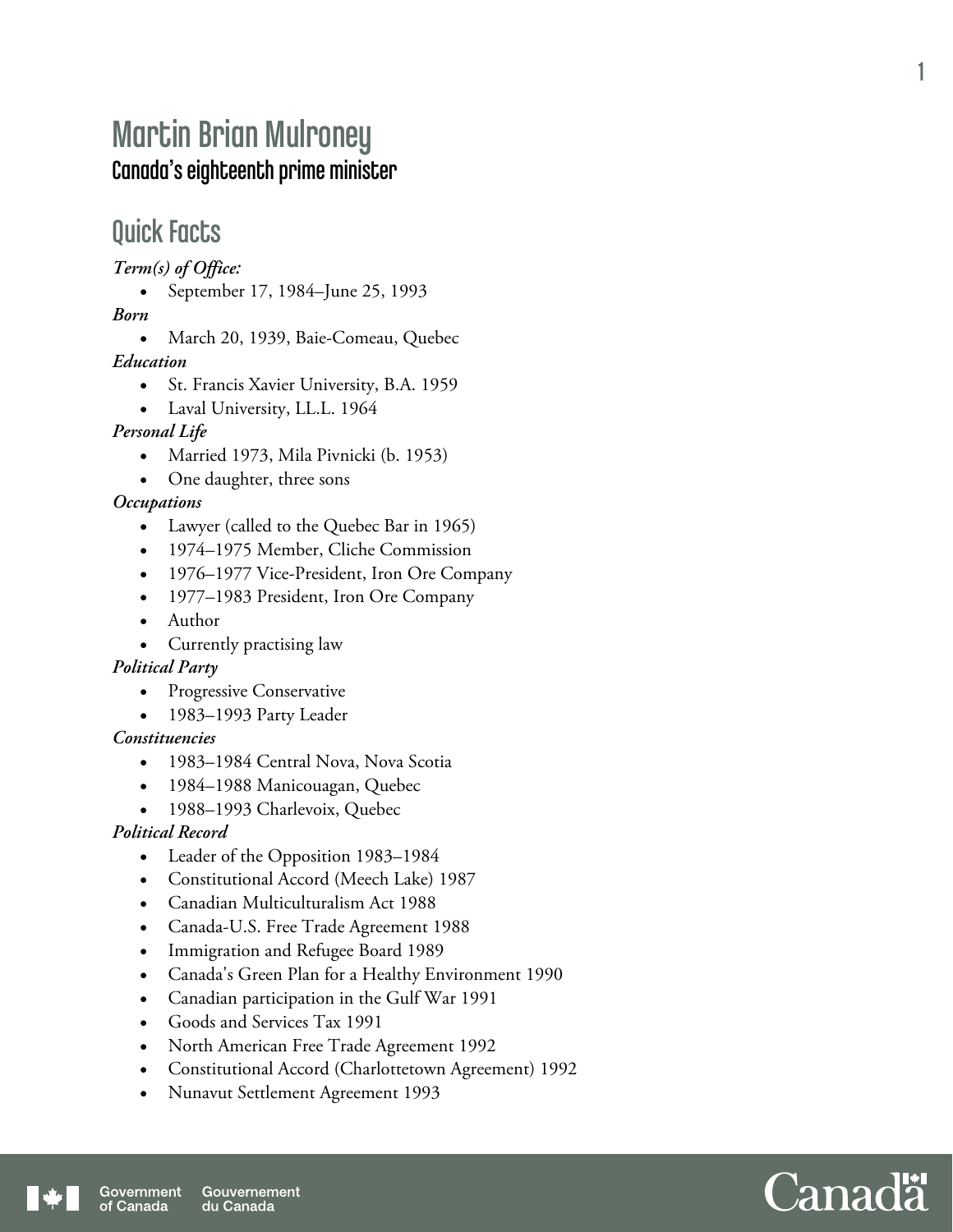# Martin Brian Mulroney

## Canada's eighteenth prime minister

## Quick Facts

***Term(s) of Office:***

- September 17, 1984–June 25, 1993

***Born***

- March 20, 1939, Baie-Comeau, Quebec

***Education***

- St. Francis Xavier University, B.A. 1959
- Laval University, LL.L. 1964

***Personal Life***

- Married 1973, Mila Pivnicki (b. 1953)
- One daughter, three sons

***Occupations***

- Lawyer (called to the Quebec Bar in 1965)
- 1974–1975 Member, Cliche Commission
- 1976–1977 Vice-President, Iron Ore Company
- 1977–1983 President, Iron Ore Company
- Author
- Currently practising law

***Political Party***

- Progressive Conservative
- 1983–1993 Party Leader

***Constituencies***

- 1983–1984 Central Nova, Nova Scotia
- 1984–1988 Manicouagan, Quebec
- 1988–1993 Charlevoix, Quebec

***Political Record***

- Leader of the Opposition 1983–1984
- Constitutional Accord (Meech Lake) 1987
- Canadian Multiculturalism Act 1988
- Canada-U.S. Free Trade Agreement 1988
- Immigration and Refugee Board 1989
- Canada's Green Plan for a Healthy Environment 1990
- Canadian participation in the Gulf War 1991
- Goods and Services Tax 1991
- North American Free Trade Agreement 1992
- Constitutional Accord (Charlottetown Agreement) 1992
- Nunavut Settlement Agreement 1993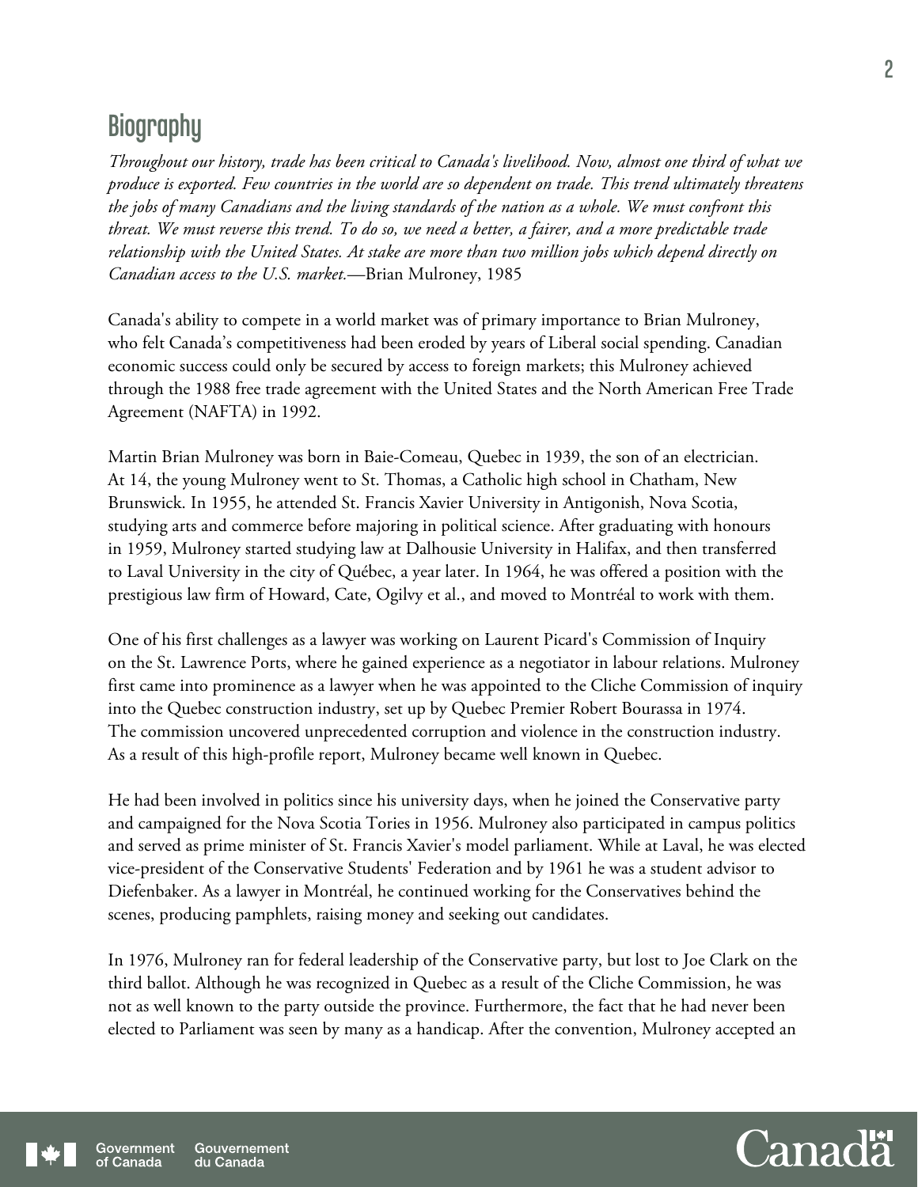## Biography

*Throughout our history, trade has been critical to Canada's livelihood. Now, almost one third of what we produce is exported. Few countries in the world are so dependent on trade. This trend ultimately threatens the jobs of many Canadians and the living standards of the nation as a whole. We must confront this threat. We must reverse this trend. To do so, we need a better, a fairer, and a more predictable trade relationship with the United States. At stake are more than two million jobs which depend directly on Canadian access to the U.S. market.*—Brian Mulroney, 1985

Canada's ability to compete in a world market was of primary importance to Brian Mulroney, who felt Canada's competitiveness had been eroded by years of Liberal social spending. Canadian economic success could only be secured by access to foreign markets; this Mulroney achieved through the 1988 free trade agreement with the United States and the North American Free Trade Agreement (NAFTA) in 1992.

Martin Brian Mulroney was born in Baie-Comeau, Quebec in 1939, the son of an electrician. At 14, the young Mulroney went to St. Thomas, a Catholic high school in Chatham, New Brunswick. In 1955, he attended St. Francis Xavier University in Antigonish, Nova Scotia, studying arts and commerce before majoring in political science. After graduating with honours in 1959, Mulroney started studying law at Dalhousie University in Halifax, and then transferred to Laval University in the city of Québec, a year later. In 1964, he was offered a position with the prestigious law firm of Howard, Cate, Ogilvy et al., and moved to Montréal to work with them.

One of his first challenges as a lawyer was working on Laurent Picard's Commission of Inquiry on the St. Lawrence Ports, where he gained experience as a negotiator in labour relations. Mulroney first came into prominence as a lawyer when he was appointed to the Cliche Commission of inquiry into the Quebec construction industry, set up by Quebec Premier Robert Bourassa in 1974. The commission uncovered unprecedented corruption and violence in the construction industry. As a result of this high-profile report, Mulroney became well known in Quebec.

He had been involved in politics since his university days, when he joined the Conservative party and campaigned for the Nova Scotia Tories in 1956. Mulroney also participated in campus politics and served as prime minister of St. Francis Xavier's model parliament. While at Laval, he was elected vice-president of the Conservative Students' Federation and by 1961 he was a student advisor to Diefenbaker. As a lawyer in Montréal, he continued working for the Conservatives behind the scenes, producing pamphlets, raising money and seeking out candidates.

In 1976, Mulroney ran for federal leadership of the Conservative party, but lost to Joe Clark on the third ballot. Although he was recognized in Quebec as a result of the Cliche Commission, he was not as well known to the party outside the province. Furthermore, the fact that he had never been elected to Parliament was seen by many as a handicap. After the convention, Mulroney accepted an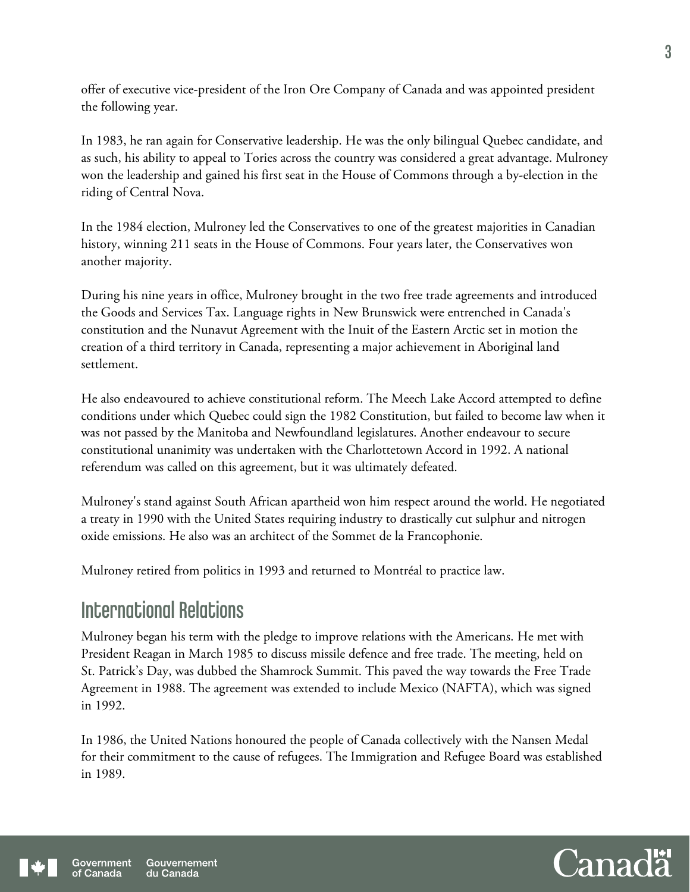offer of executive vice-president of the Iron Ore Company of Canada and was appointed president the following year.

In 1983, he ran again for Conservative leadership. He was the only bilingual Quebec candidate, and as such, his ability to appeal to Tories across the country was considered a great advantage. Mulroney won the leadership and gained his first seat in the House of Commons through a by-election in the riding of Central Nova.

In the 1984 election, Mulroney led the Conservatives to one of the greatest majorities in Canadian history, winning 211 seats in the House of Commons. Four years later, the Conservatives won another majority.

During his nine years in office, Mulroney brought in the two free trade agreements and introduced the Goods and Services Tax. Language rights in New Brunswick were entrenched in Canada's constitution and the Nunavut Agreement with the Inuit of the Eastern Arctic set in motion the creation of a third territory in Canada, representing a major achievement in Aboriginal land settlement.

He also endeavoured to achieve constitutional reform. The Meech Lake Accord attempted to define conditions under which Quebec could sign the 1982 Constitution, but failed to become law when it was not passed by the Manitoba and Newfoundland legislatures. Another endeavour to secure constitutional unanimity was undertaken with the Charlottetown Accord in 1992. A national referendum was called on this agreement, but it was ultimately defeated.

Mulroney's stand against South African apartheid won him respect around the world. He negotiated a treaty in 1990 with the United States requiring industry to drastically cut sulphur and nitrogen oxide emissions. He also was an architect of the Sommet de la Francophonie.

Mulroney retired from politics in 1993 and returned to Montréal to practice law.

## International Relations

Mulroney began his term with the pledge to improve relations with the Americans. He met with President Reagan in March 1985 to discuss missile defence and free trade. The meeting, held on St. Patrick's Day, was dubbed the Shamrock Summit. This paved the way towards the Free Trade Agreement in 1988. The agreement was extended to include Mexico (NAFTA), which was signed in 1992.

In 1986, the United Nations honoured the people of Canada collectively with the Nansen Medal for their commitment to the cause of refugees. The Immigration and Refugee Board was established in 1989.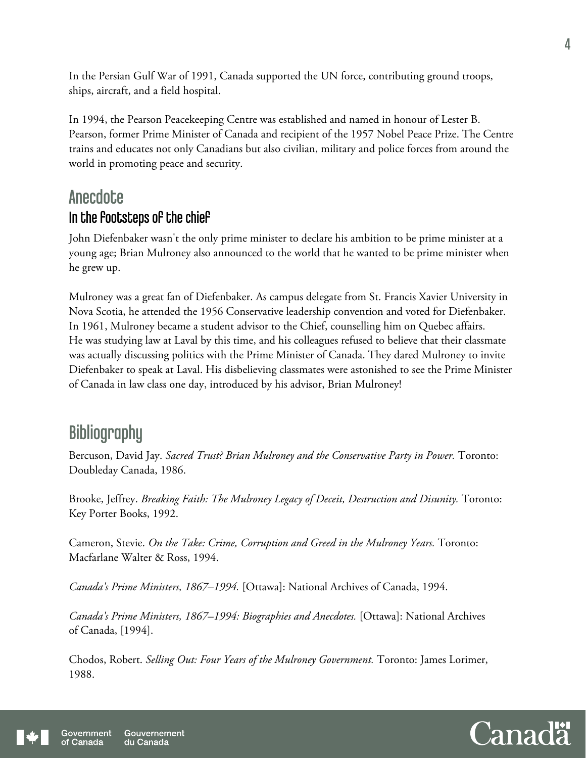In the Persian Gulf War of 1991, Canada supported the UN force, contributing ground troops, ships, aircraft, and a field hospital.

In 1994, the Pearson Peacekeeping Centre was established and named in honour of Lester B. Pearson, former Prime Minister of Canada and recipient of the 1957 Nobel Peace Prize. The Centre trains and educates not only Canadians but also civilian, military and police forces from around the world in promoting peace and security.

## Anecdote

### In the footsteps of the chief

John Diefenbaker wasn't the only prime minister to declare his ambition to be prime minister at a young age; Brian Mulroney also announced to the world that he wanted to be prime minister when he grew up.

Mulroney was a great fan of Diefenbaker. As campus delegate from St. Francis Xavier University in Nova Scotia, he attended the 1956 Conservative leadership convention and voted for Diefenbaker. In 1961, Mulroney became a student advisor to the Chief, counselling him on Quebec affairs. He was studying law at Laval by this time, and his colleagues refused to believe that their classmate was actually discussing politics with the Prime Minister of Canada. They dared Mulroney to invite Diefenbaker to speak at Laval. His disbelieving classmates were astonished to see the Prime Minister of Canada in law class one day, introduced by his advisor, Brian Mulroney!

## Bibliography

Bercuson, David Jay. *Sacred Trust? Brian Mulroney and the Conservative Party in Power.* Toronto: Doubleday Canada, 1986.

Brooke, Jeffrey. *Breaking Faith: The Mulroney Legacy of Deceit, Destruction and Disunity.* Toronto: Key Porter Books, 1992.

Cameron, Stevie. *On the Take: Crime, Corruption and Greed in the Mulroney Years.* Toronto: Macfarlane Walter & Ross, 1994.

*Canada's Prime Ministers, 1867–1994.* [Ottawa]: National Archives of Canada, 1994.

*Canada's Prime Ministers, 1867–1994: Biographies and Anecdotes.* [Ottawa]: National Archives of Canada, [1994].

Chodos, Robert. *Selling Out: Four Years of the Mulroney Government.* Toronto: James Lorimer, 1988.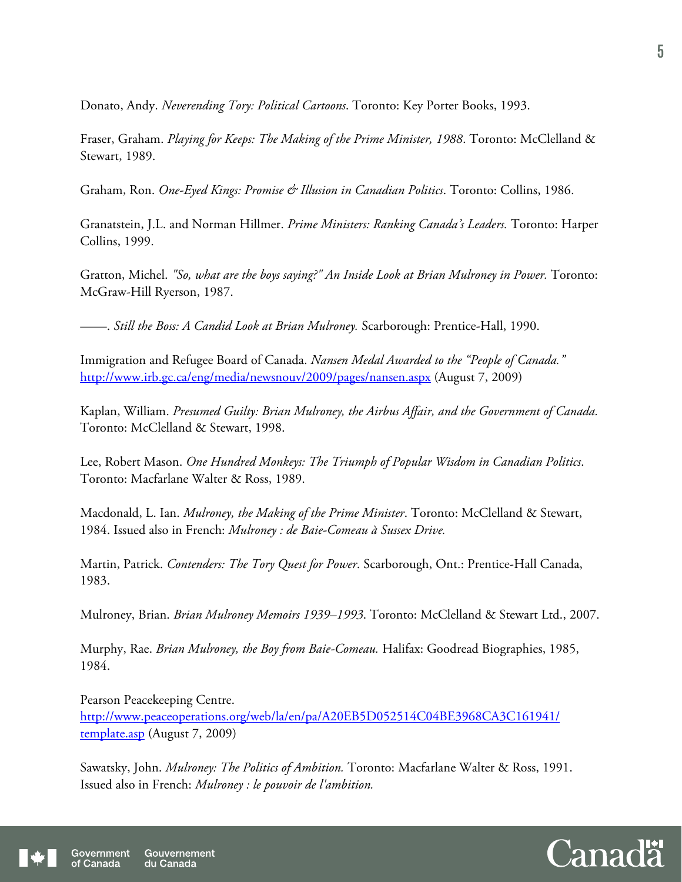Donato, Andy. *Neverending Tory: Political Cartoons*. Toronto: Key Porter Books, 1993.

Fraser, Graham. *Playing for Keeps: The Making of the Prime Minister, 1988*. Toronto: McClelland & Stewart, 1989.

Graham, Ron. *One-Eyed Kings: Promise & Illusion in Canadian Politics*. Toronto: Collins, 1986.

Granatstein, J.L. and Norman Hillmer. *Prime Ministers: Ranking Canada's Leaders.* Toronto: Harper Collins, 1999.

Gratton, Michel. *"So, what are the boys saying?" An Inside Look at Brian Mulroney in Power.* Toronto: McGraw-Hill Ryerson, 1987.

——. *Still the Boss: A Candid Look at Brian Mulroney.* Scarborough: Prentice-Hall, 1990.

Immigration and Refugee Board of Canada. *Nansen Medal Awarded to the "People of Canada."* http://www.irb.gc.ca/eng/media/newsnouv/2009/pages/nansen.aspx (August 7, 2009)

Kaplan, William. *Presumed Guilty: Brian Mulroney, the Airbus Affair, and the Government of Canada.* Toronto: McClelland & Stewart, 1998.

Lee, Robert Mason. *One Hundred Monkeys: The Triumph of Popular Wisdom in Canadian Politics*. Toronto: Macfarlane Walter & Ross, 1989.

Macdonald, L. Ian. *Mulroney, the Making of the Prime Minister*. Toronto: McClelland & Stewart, 1984. Issued also in French: *Mulroney : de Baie-Comeau à Sussex Drive.*

Martin, Patrick. *Contenders: The Tory Quest for Power*. Scarborough, Ont.: Prentice-Hall Canada, 1983.

Mulroney, Brian. *Brian Mulroney Memoirs 1939–1993*. Toronto: McClelland & Stewart Ltd., 2007.

Murphy, Rae. *Brian Mulroney, the Boy from Baie-Comeau.* Halifax: Goodread Biographies, 1985, 1984.

Pearson Peacekeeping Centre. http://www.peaceoperations.org/web/la/en/pa/A20EB5D052514C04BE3968CA3C161941/template.asp (August 7, 2009)

Sawatsky, John. *Mulroney: The Politics of Ambition.* Toronto: Macfarlane Walter & Ross, 1991. Issued also in French: *Mulroney : le pouvoir de l'ambition.*